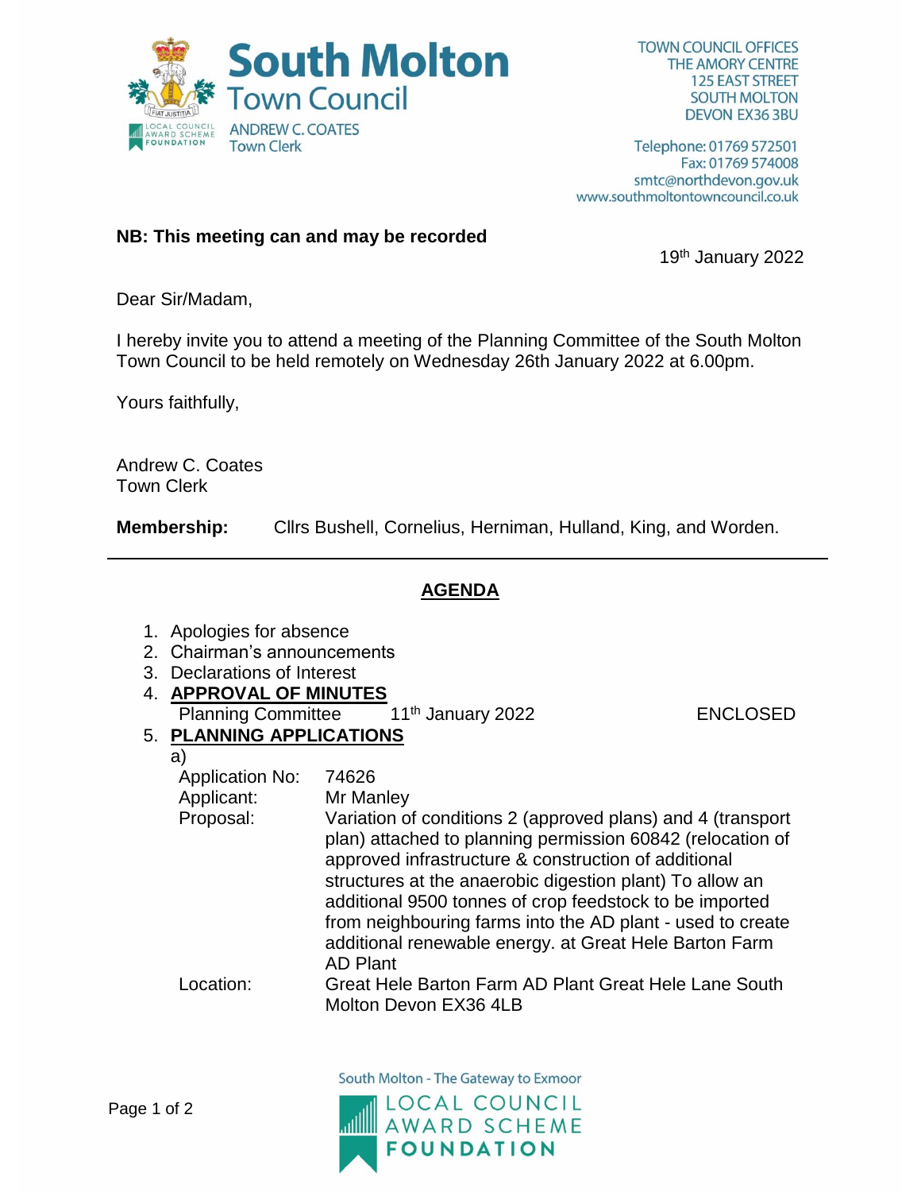# South Molton Town Council

ANDREW C. COATES
Town Clerk

TOWN COUNCIL OFFICES
THE AMORY CENTRE
125 EAST STREET
SOUTH MOLTON
DEVON EX36 3BU

Telephone: 01769 572501
Fax: 01769 574008
smtc@northdevon.gov.uk
www.southmoltontowncouncil.co.uk

**NB: This meeting can and may be recorded**

19th January 2022

Dear Sir/Madam,

I hereby invite you to attend a meeting of the Planning Committee of the South Molton Town Council to be held remotely on Wednesday 26th January 2022 at 6.00pm.

Yours faithfully,

Andrew C. Coates
Town Clerk

**Membership:** Cllrs Bushell, Cornelius, Herniman, Hulland, King, and Worden.

---

## AGENDA

1. Apologies for absence
2. Chairman's announcements
3. Declarations of Interest
4. **APPROVAL OF MINUTES**
   Planning Committee 11th January 2022 ENCLOSED
5. **PLANNING APPLICATIONS**

   a)

   | | |
   |---|---|
   | Application No: | 74626 |
   | Applicant: | Mr Manley |
   | Proposal: | Variation of conditions 2 (approved plans) and 4 (transport plan) attached to planning permission 60842 (relocation of approved infrastructure & construction of additional structures at the anaerobic digestion plant) To allow an additional 9500 tonnes of crop feedstock to be imported from neighbouring farms into the AD plant - used to create additional renewable energy. at Great Hele Barton Farm AD Plant |
   | Location: | Great Hele Barton Farm AD Plant Great Hele Lane South Molton Devon EX36 4LB |

South Molton - The Gateway to Exmoor

LOCAL COUNCIL AWARD SCHEME FOUNDATION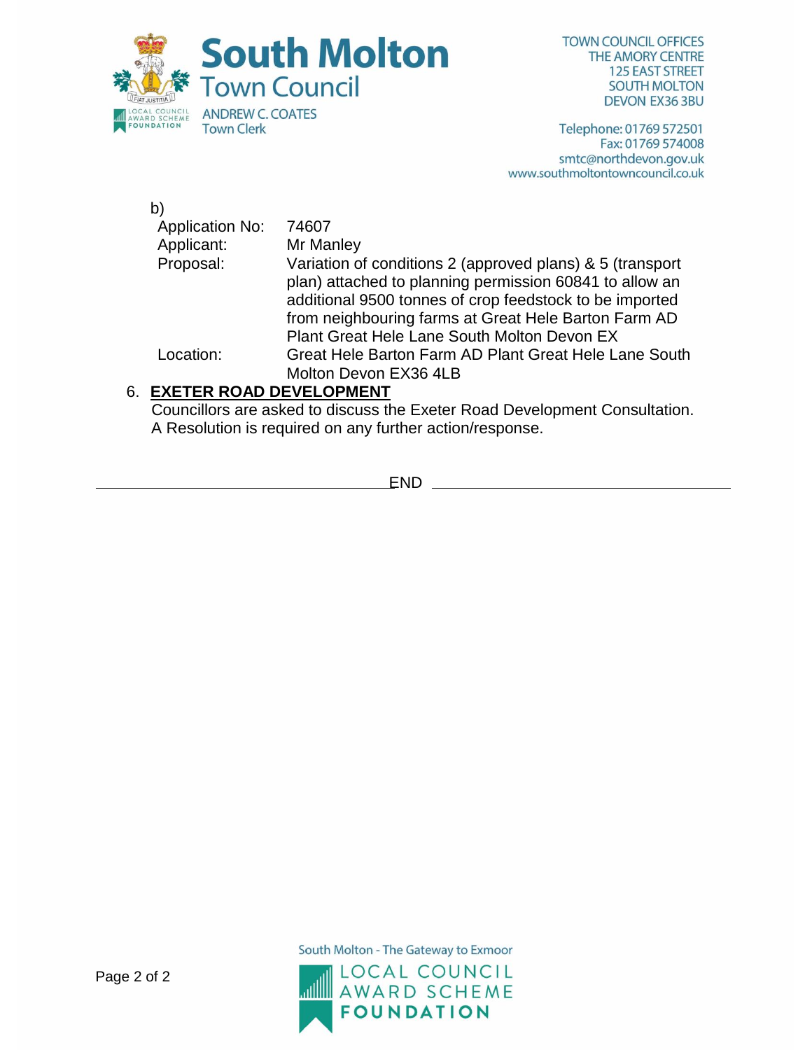South Molton Town Council

ANDREW C. COATES
Town Clerk

TOWN COUNCIL OFFICES
THE AMORY CENTRE
125 EAST STREET
SOUTH MOLTON
DEVON EX36 3BU

Telephone: 01769 572501
Fax: 01769 574008
smtc@northdevon.gov.uk
www.southmoltontowncouncil.co.uk

b)

| | |
|---|---|
| Application No: | 74607 |
| Applicant: | Mr Manley |
| Proposal: | Variation of conditions 2 (approved plans) & 5 (transport plan) attached to planning permission 60841 to allow an additional 9500 tonnes of crop feedstock to be imported from neighbouring farms at Great Hele Barton Farm AD Plant Great Hele Lane South Molton Devon EX |
| Location: | Great Hele Barton Farm AD Plant Great Hele Lane South Molton Devon EX36 4LB |

6. **EXETER ROAD DEVELOPMENT**

   Councillors are asked to discuss the Exeter Road Development Consultation. A Resolution is required on any further action/response.

END

South Molton - The Gateway to Exmoor

LOCAL COUNCIL AWARD SCHEME FOUNDATION